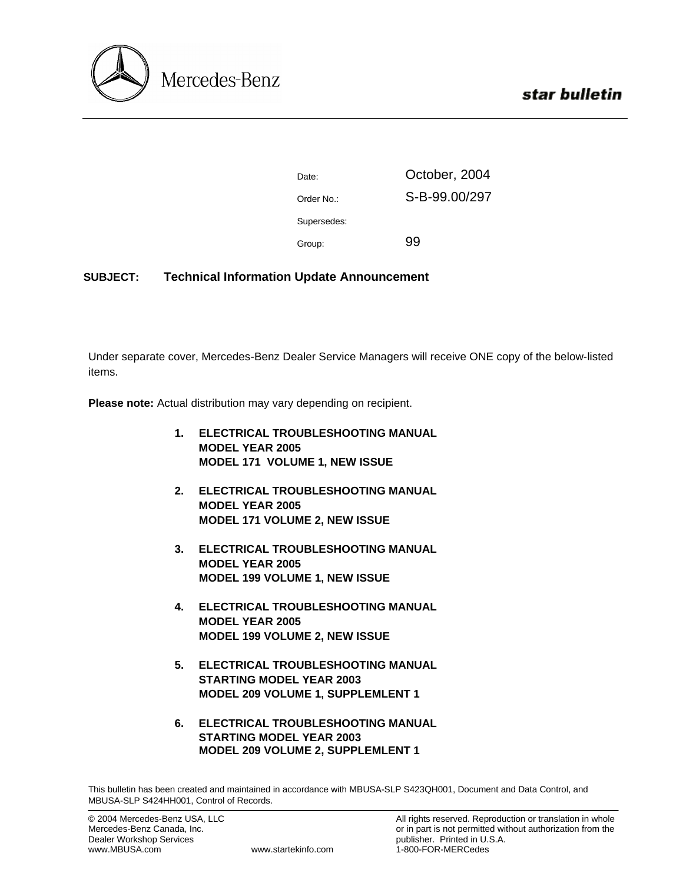Mercedes-Benz

**star bulletin**

| | |
|---|---|
| Date: | October, 2004 |
| Order No.: | S-B-99.00/297 |
| Supersedes: | |
| Group: | 99 |

**SUBJECT:** **Technical Information Update Announcement**

Under separate cover, Mercedes-Benz Dealer Service Managers will receive ONE copy of the below-listed items.

**Please note:** Actual distribution may vary depending on recipient.

1. **ELECTRICAL TROUBLESHOOTING MANUAL**
   **MODEL YEAR 2005**
   **MODEL 171 VOLUME 1, NEW ISSUE**

2. **ELECTRICAL TROUBLESHOOTING MANUAL**
   **MODEL YEAR 2005**
   **MODEL 171 VOLUME 2, NEW ISSUE**

3. **ELECTRICAL TROUBLESHOOTING MANUAL**
   **MODEL YEAR 2005**
   **MODEL 199 VOLUME 1, NEW ISSUE**

4. **ELECTRICAL TROUBLESHOOTING MANUAL**
   **MODEL YEAR 2005**
   **MODEL 199 VOLUME 2, NEW ISSUE**

5. **ELECTRICAL TROUBLESHOOTING MANUAL**
   **STARTING MODEL YEAR 2003**
   **MODEL 209 VOLUME 1, SUPPLEMLENT 1**

6. **ELECTRICAL TROUBLESHOOTING MANUAL**
   **STARTING MODEL YEAR 2003**
   **MODEL 209 VOLUME 2, SUPPLEMLENT 1**

This bulletin has been created and maintained in accordance with MBUSA-SLP S423QH001, Document and Data Control, and MBUSA-SLP S424HH001, Control of Records.

© 2004 Mercedes-Benz USA, LLC
Mercedes-Benz Canada, Inc.
Dealer Workshop Services
www.MBUSA.com www.startekinfo.com

All rights reserved. Reproduction or translation in whole or in part is not permitted without authorization from the publisher. Printed in U.S.A.
1-800-FOR-MERCedes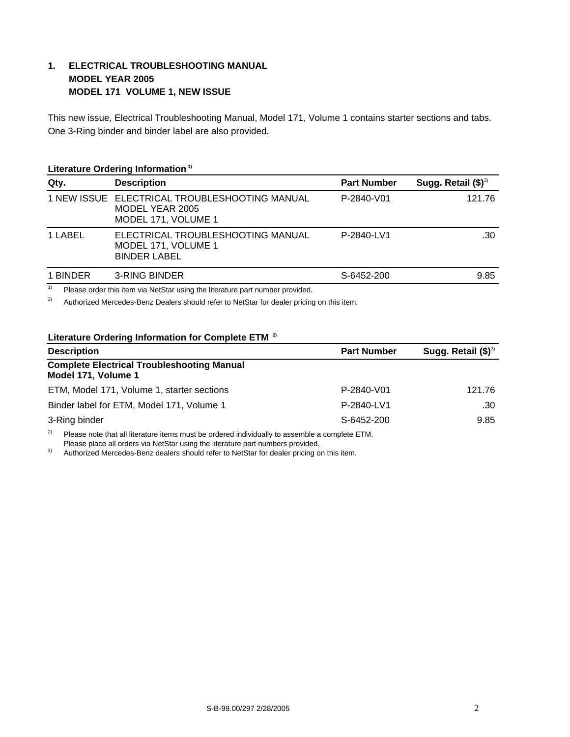## 1. ELECTRICAL TROUBLESHOOTING MANUAL MODEL YEAR 2005 MODEL 171 VOLUME 1, NEW ISSUE

This new issue, Electrical Troubleshooting Manual, Model 171, Volume 1 contains starter sections and tabs. One 3-Ring binder and binder label are also provided.

**Literature Ordering Information [1)]**

| Qty. | Description | Part Number | Sugg. Retail ($)[3)] |
|---|---|---|---|
| 1 NEW ISSUE | ELECTRICAL TROUBLESHOOTING MANUAL MODEL YEAR 2005 MODEL 171, VOLUME 1 | P-2840-V01 | 121.76 |
| 1 LABEL | ELECTRICAL TROUBLESHOOTING MANUAL MODEL 171, VOLUME 1 BINDER LABEL | P-2840-LV1 | .30 |
| 1 BINDER | 3-RING BINDER | S-6452-200 | 9.85 |

[1)] Please order this item via NetStar using the literature part number provided.

[3)] Authorized Mercedes-Benz Dealers should refer to NetStar for dealer pricing on this item.

**Literature Ordering Information for Complete ETM [2)]**

| Description | Part Number | Sugg. Retail ($)[3)] |
|---|---|---|
| **Complete Electrical Troubleshooting Manual Model 171, Volume 1** | | |
| ETM, Model 171, Volume 1, starter sections | P-2840-V01 | 121.76 |
| Binder label for ETM, Model 171, Volume 1 | P-2840-LV1 | .30 |
| 3-Ring binder | S-6452-200 | 9.85 |

[2)] Please note that all literature items must be ordered individually to assemble a complete ETM. Please place all orders via NetStar using the literature part numbers provided.

[3)] Authorized Mercedes-Benz dealers should refer to NetStar for dealer pricing on this item.